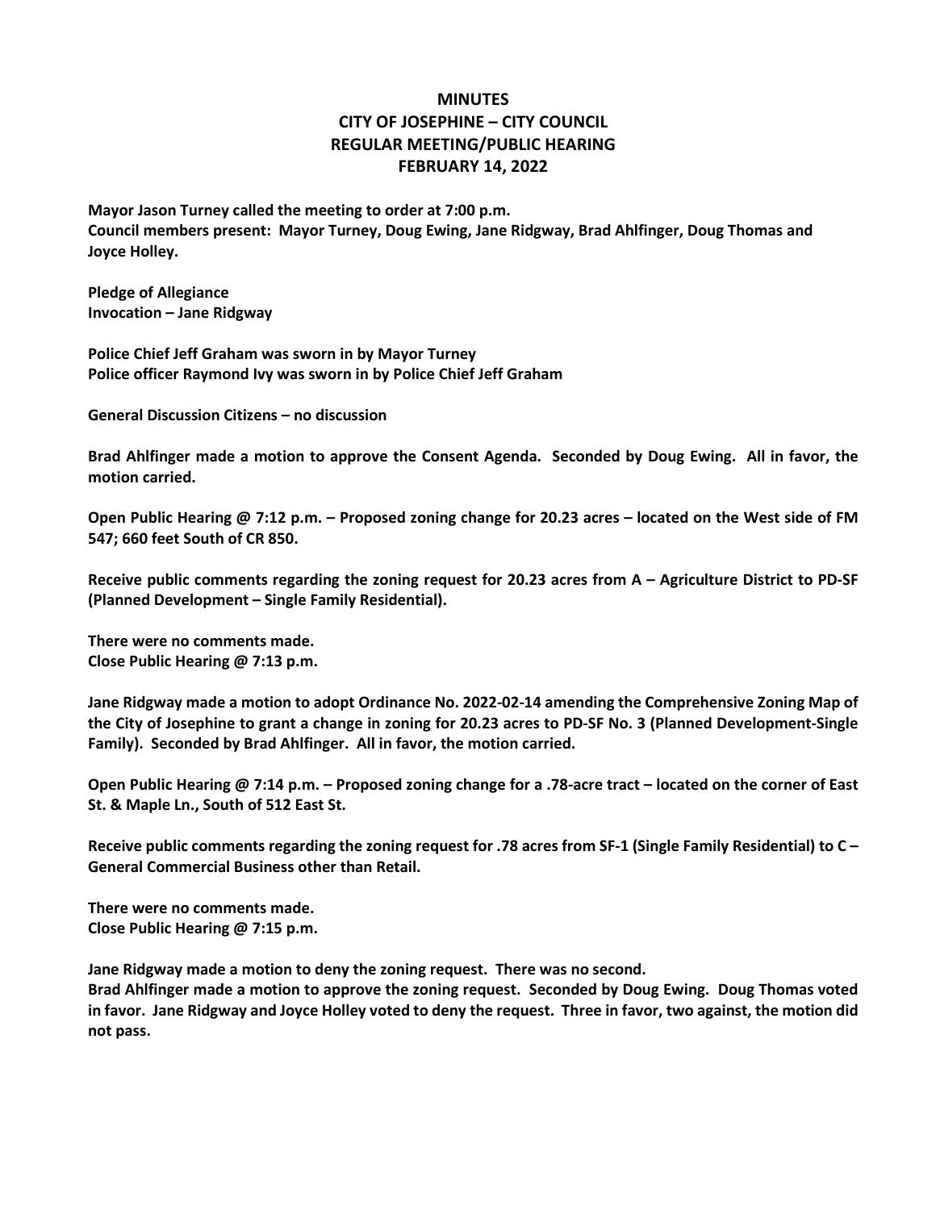# MINUTES
# CITY OF JOSEPHINE – CITY COUNCIL
# REGULAR MEETING/PUBLIC HEARING
# FEBRUARY 14, 2022

**Mayor Jason Turney called the meeting to order at 7:00 p.m.**
**Council members present: Mayor Turney, Doug Ewing, Jane Ridgway, Brad Ahlfinger, Doug Thomas and Joyce Holley.**

**Pledge of Allegiance**
**Invocation – Jane Ridgway**

**Police Chief Jeff Graham was sworn in by Mayor Turney**
**Police officer Raymond Ivy was sworn in by Police Chief Jeff Graham**

**General Discussion Citizens – no discussion**

**Brad Ahlfinger made a motion to approve the Consent Agenda. Seconded by Doug Ewing. All in favor, the motion carried.**

**Open Public Hearing @ 7:12 p.m. – Proposed zoning change for 20.23 acres – located on the West side of FM 547; 660 feet South of CR 850.**

**Receive public comments regarding the zoning request for 20.23 acres from A – Agriculture District to PD-SF (Planned Development – Single Family Residential).**

**There were no comments made.**
**Close Public Hearing @ 7:13 p.m.**

**Jane Ridgway made a motion to adopt Ordinance No. 2022-02-14 amending the Comprehensive Zoning Map of the City of Josephine to grant a change in zoning for 20.23 acres to PD-SF No. 3 (Planned Development-Single Family). Seconded by Brad Ahlfinger. All in favor, the motion carried.**

**Open Public Hearing @ 7:14 p.m. – Proposed zoning change for a .78-acre tract – located on the corner of East St. & Maple Ln., South of 512 East St.**

**Receive public comments regarding the zoning request for .78 acres from SF-1 (Single Family Residential) to C – General Commercial Business other than Retail.**

**There were no comments made.**
**Close Public Hearing @ 7:15 p.m.**

**Jane Ridgway made a motion to deny the zoning request. There was no second.**
**Brad Ahlfinger made a motion to approve the zoning request. Seconded by Doug Ewing. Doug Thomas voted in favor. Jane Ridgway and Joyce Holley voted to deny the request. Three in favor, two against, the motion did not pass.**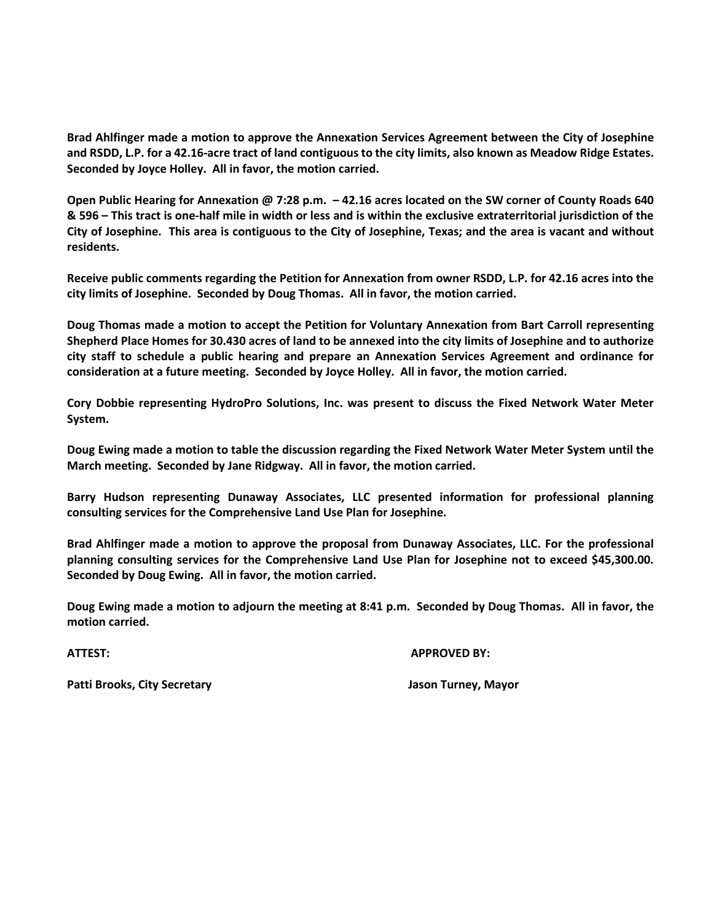**Brad Ahlfinger made a motion to approve the Annexation Services Agreement between the City of Josephine and RSDD, L.P. for a 42.16-acre tract of land contiguous to the city limits, also known as Meadow Ridge Estates. Seconded by Joyce Holley. All in favor, the motion carried.**

**Open Public Hearing for Annexation @ 7:28 p.m. – 42.16 acres located on the SW corner of County Roads 640 & 596 – This tract is one-half mile in width or less and is within the exclusive extraterritorial jurisdiction of the City of Josephine. This area is contiguous to the City of Josephine, Texas; and the area is vacant and without residents.**

**Receive public comments regarding the Petition for Annexation from owner RSDD, L.P. for 42.16 acres into the city limits of Josephine. Seconded by Doug Thomas. All in favor, the motion carried.**

**Doug Thomas made a motion to accept the Petition for Voluntary Annexation from Bart Carroll representing Shepherd Place Homes for 30.430 acres of land to be annexed into the city limits of Josephine and to authorize city staff to schedule a public hearing and prepare an Annexation Services Agreement and ordinance for consideration at a future meeting. Seconded by Joyce Holley. All in favor, the motion carried.**

**Cory Dobbie representing HydroPro Solutions, Inc. was present to discuss the Fixed Network Water Meter System.**

**Doug Ewing made a motion to table the discussion regarding the Fixed Network Water Meter System until the March meeting. Seconded by Jane Ridgway. All in favor, the motion carried.**

**Barry Hudson representing Dunaway Associates, LLC presented information for professional planning consulting services for the Comprehensive Land Use Plan for Josephine.**

**Brad Ahlfinger made a motion to approve the proposal from Dunaway Associates, LLC. For the professional planning consulting services for the Comprehensive Land Use Plan for Josephine not to exceed $45,300.00. Seconded by Doug Ewing. All in favor, the motion carried.**

**Doug Ewing made a motion to adjourn the meeting at 8:41 p.m. Seconded by Doug Thomas. All in favor, the motion carried.**

**ATTEST:** **APPROVED BY:**

**Patti Brooks, City Secretary** **Jason Turney, Mayor**